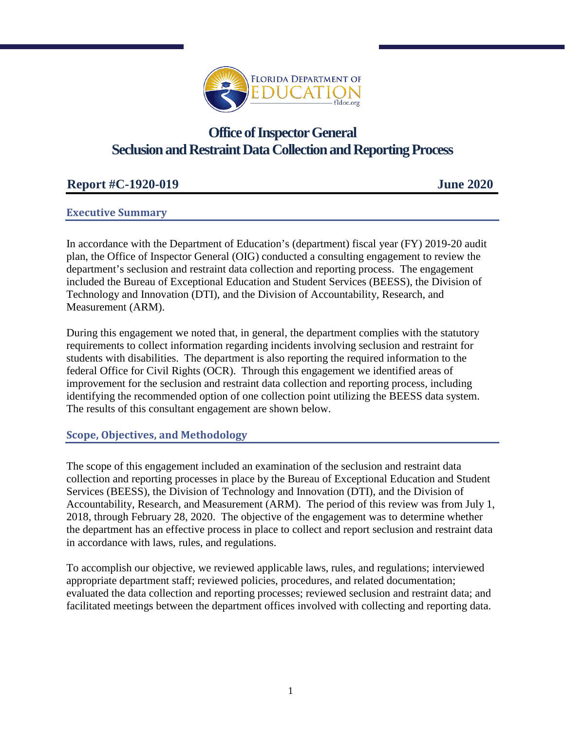# Office of Inspector General
# Seclusion and Restraint Data Collection and Reporting Process

**Report #C-1920-019** **June 2020**

## Executive Summary

In accordance with the Department of Education's (department) fiscal year (FY) 2019-20 audit plan, the Office of Inspector General (OIG) conducted a consulting engagement to review the department's seclusion and restraint data collection and reporting process. The engagement included the Bureau of Exceptional Education and Student Services (BEESS), the Division of Technology and Innovation (DTI), and the Division of Accountability, Research, and Measurement (ARM).

During this engagement we noted that, in general, the department complies with the statutory requirements to collect information regarding incidents involving seclusion and restraint for students with disabilities. The department is also reporting the required information to the federal Office for Civil Rights (OCR). Through this engagement we identified areas of improvement for the seclusion and restraint data collection and reporting process, including identifying the recommended option of one collection point utilizing the BEESS data system. The results of this consultant engagement are shown below.

## Scope, Objectives, and Methodology

The scope of this engagement included an examination of the seclusion and restraint data collection and reporting processes in place by the Bureau of Exceptional Education and Student Services (BEESS), the Division of Technology and Innovation (DTI), and the Division of Accountability, Research, and Measurement (ARM). The period of this review was from July 1, 2018, through February 28, 2020. The objective of the engagement was to determine whether the department has an effective process in place to collect and report seclusion and restraint data in accordance with laws, rules, and regulations.

To accomplish our objective, we reviewed applicable laws, rules, and regulations; interviewed appropriate department staff; reviewed policies, procedures, and related documentation; evaluated the data collection and reporting processes; reviewed seclusion and restraint data; and facilitated meetings between the department offices involved with collecting and reporting data.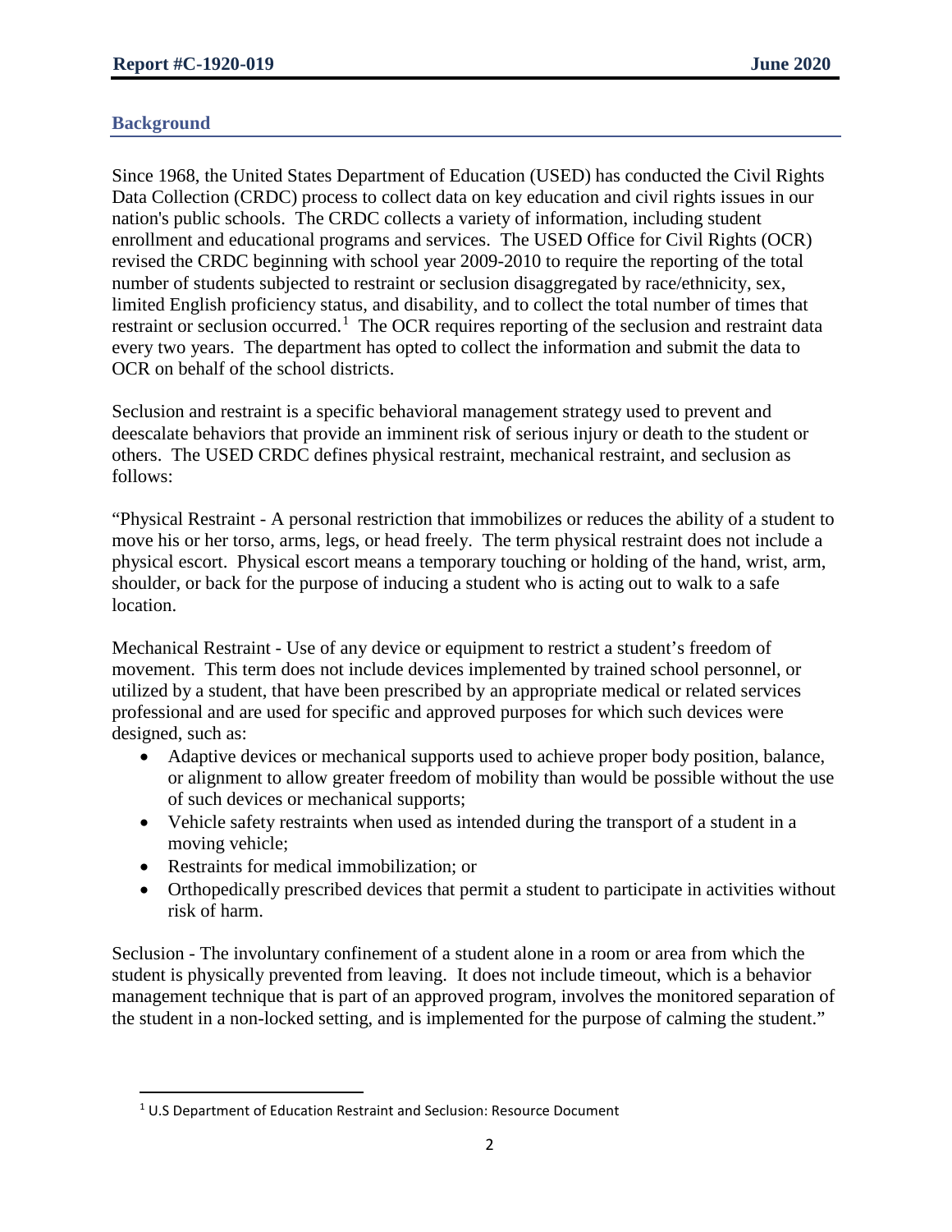## Background

Since 1968, the United States Department of Education (USED) has conducted the Civil Rights Data Collection (CRDC) process to collect data on key education and civil rights issues in our nation's public schools. The CRDC collects a variety of information, including student enrollment and educational programs and services. The USED Office for Civil Rights (OCR) revised the CRDC beginning with school year 2009-2010 to require the reporting of the total number of students subjected to restraint or seclusion disaggregated by race/ethnicity, sex, limited English proficiency status, and disability, and to collect the total number of times that restraint or seclusion occurred.[1] The OCR requires reporting of the seclusion and restraint data every two years. The department has opted to collect the information and submit the data to OCR on behalf of the school districts.

Seclusion and restraint is a specific behavioral management strategy used to prevent and deescalate behaviors that provide an imminent risk of serious injury or death to the student or others. The USED CRDC defines physical restraint, mechanical restraint, and seclusion as follows:

"Physical Restraint - A personal restriction that immobilizes or reduces the ability of a student to move his or her torso, arms, legs, or head freely. The term physical restraint does not include a physical escort. Physical escort means a temporary touching or holding of the hand, wrist, arm, shoulder, or back for the purpose of inducing a student who is acting out to walk to a safe location.

Mechanical Restraint - Use of any device or equipment to restrict a student's freedom of movement. This term does not include devices implemented by trained school personnel, or utilized by a student, that have been prescribed by an appropriate medical or related services professional and are used for specific and approved purposes for which such devices were designed, such as:

- Adaptive devices or mechanical supports used to achieve proper body position, balance, or alignment to allow greater freedom of mobility than would be possible without the use of such devices or mechanical supports;
- Vehicle safety restraints when used as intended during the transport of a student in a moving vehicle;
- Restraints for medical immobilization; or
- Orthopedically prescribed devices that permit a student to participate in activities without risk of harm.

Seclusion - The involuntary confinement of a student alone in a room or area from which the student is physically prevented from leaving. It does not include timeout, which is a behavior management technique that is part of an approved program, involves the monitored separation of the student in a non-locked setting, and is implemented for the purpose of calming the student."

---

[1] U.S Department of Education Restraint and Seclusion: Resource Document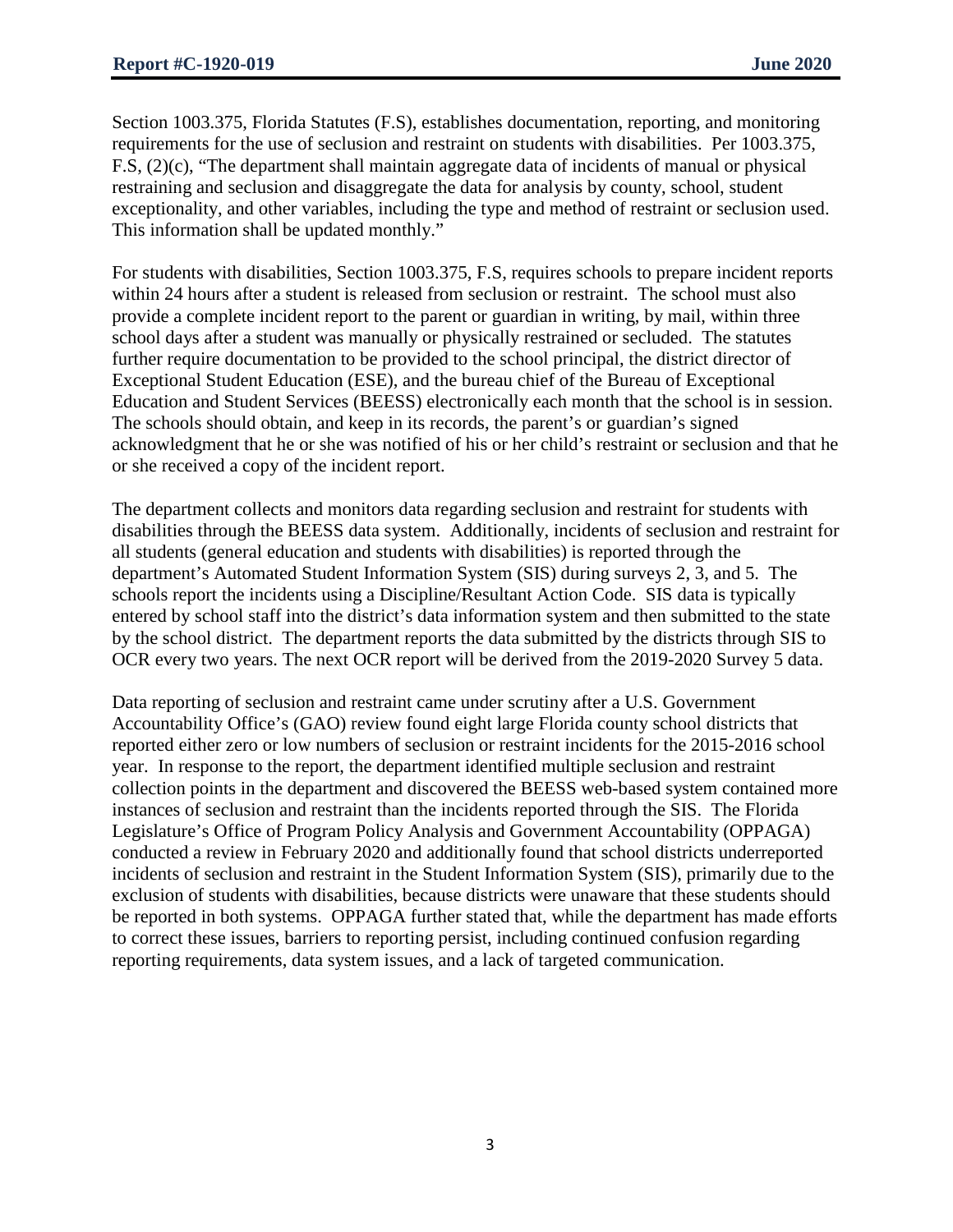Section 1003.375, Florida Statutes (F.S), establishes documentation, reporting, and monitoring requirements for the use of seclusion and restraint on students with disabilities. Per 1003.375, F.S, (2)(c), "The department shall maintain aggregate data of incidents of manual or physical restraining and seclusion and disaggregate the data for analysis by county, school, student exceptionality, and other variables, including the type and method of restraint or seclusion used. This information shall be updated monthly."

For students with disabilities, Section 1003.375, F.S, requires schools to prepare incident reports within 24 hours after a student is released from seclusion or restraint. The school must also provide a complete incident report to the parent or guardian in writing, by mail, within three school days after a student was manually or physically restrained or secluded. The statutes further require documentation to be provided to the school principal, the district director of Exceptional Student Education (ESE), and the bureau chief of the Bureau of Exceptional Education and Student Services (BEESS) electronically each month that the school is in session. The schools should obtain, and keep in its records, the parent's or guardian's signed acknowledgment that he or she was notified of his or her child's restraint or seclusion and that he or she received a copy of the incident report.

The department collects and monitors data regarding seclusion and restraint for students with disabilities through the BEESS data system. Additionally, incidents of seclusion and restraint for all students (general education and students with disabilities) is reported through the department's Automated Student Information System (SIS) during surveys 2, 3, and 5. The schools report the incidents using a Discipline/Resultant Action Code. SIS data is typically entered by school staff into the district's data information system and then submitted to the state by the school district. The department reports the data submitted by the districts through SIS to OCR every two years. The next OCR report will be derived from the 2019-2020 Survey 5 data.

Data reporting of seclusion and restraint came under scrutiny after a U.S. Government Accountability Office's (GAO) review found eight large Florida county school districts that reported either zero or low numbers of seclusion or restraint incidents for the 2015-2016 school year. In response to the report, the department identified multiple seclusion and restraint collection points in the department and discovered the BEESS web-based system contained more instances of seclusion and restraint than the incidents reported through the SIS. The Florida Legislature's Office of Program Policy Analysis and Government Accountability (OPPAGA) conducted a review in February 2020 and additionally found that school districts underreported incidents of seclusion and restraint in the Student Information System (SIS), primarily due to the exclusion of students with disabilities, because districts were unaware that these students should be reported in both systems. OPPAGA further stated that, while the department has made efforts to correct these issues, barriers to reporting persist, including continued confusion regarding reporting requirements, data system issues, and a lack of targeted communication.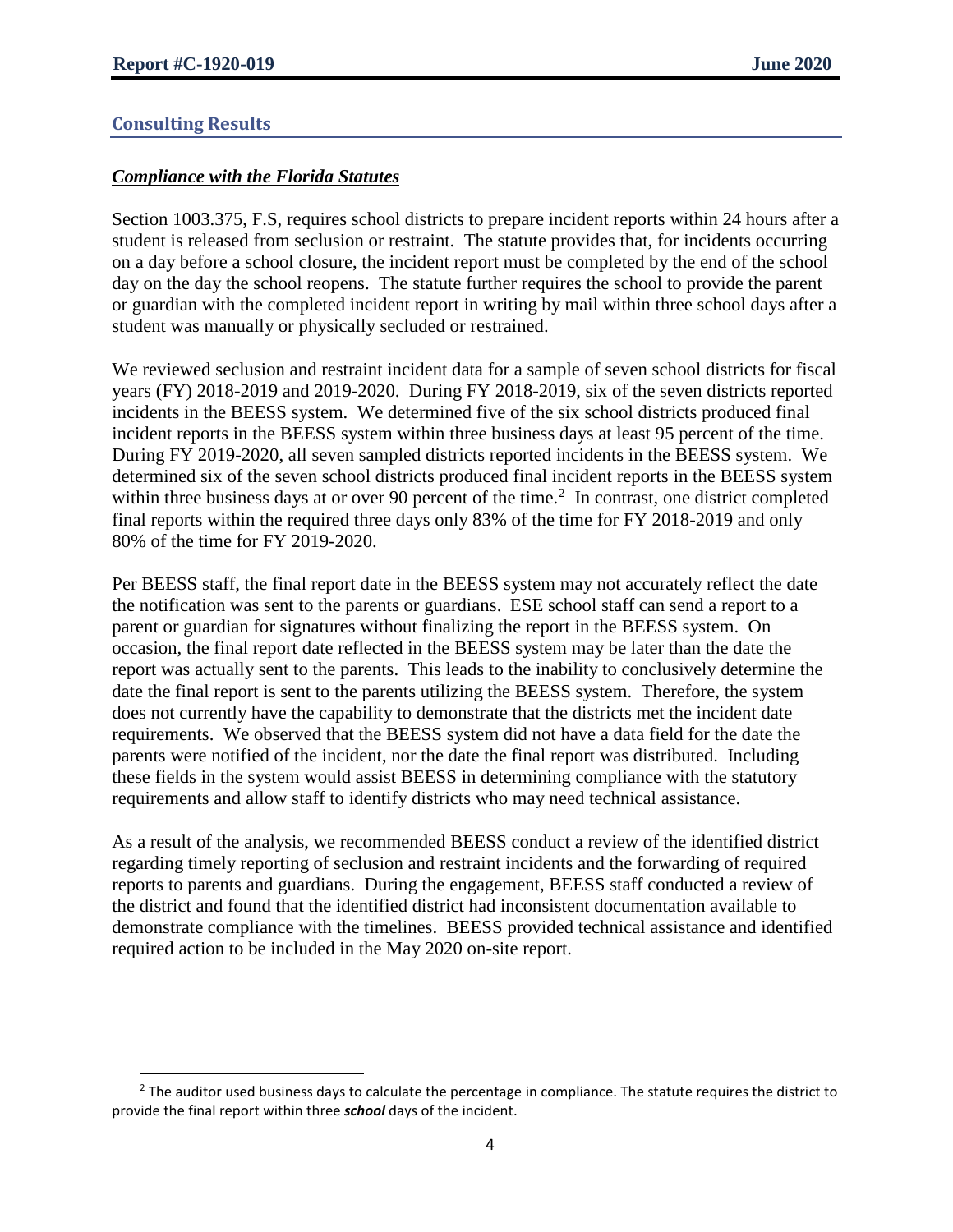## Consulting Results

### *Compliance with the Florida Statutes*

Section 1003.375, F.S, requires school districts to prepare incident reports within 24 hours after a student is released from seclusion or restraint. The statute provides that, for incidents occurring on a day before a school closure, the incident report must be completed by the end of the school day on the day the school reopens. The statute further requires the school to provide the parent or guardian with the completed incident report in writing by mail within three school days after a student was manually or physically secluded or restrained.

We reviewed seclusion and restraint incident data for a sample of seven school districts for fiscal years (FY) 2018-2019 and 2019-2020. During FY 2018-2019, six of the seven districts reported incidents in the BEESS system. We determined five of the six school districts produced final incident reports in the BEESS system within three business days at least 95 percent of the time. During FY 2019-2020, all seven sampled districts reported incidents in the BEESS system. We determined six of the seven school districts produced final incident reports in the BEESS system within three business days at or over 90 percent of the time.[2] In contrast, one district completed final reports within the required three days only 83% of the time for FY 2018-2019 and only 80% of the time for FY 2019-2020.

Per BEESS staff, the final report date in the BEESS system may not accurately reflect the date the notification was sent to the parents or guardians. ESE school staff can send a report to a parent or guardian for signatures without finalizing the report in the BEESS system. On occasion, the final report date reflected in the BEESS system may be later than the date the report was actually sent to the parents. This leads to the inability to conclusively determine the date the final report is sent to the parents utilizing the BEESS system. Therefore, the system does not currently have the capability to demonstrate that the districts met the incident date requirements. We observed that the BEESS system did not have a data field for the date the parents were notified of the incident, nor the date the final report was distributed. Including these fields in the system would assist BEESS in determining compliance with the statutory requirements and allow staff to identify districts who may need technical assistance.

As a result of the analysis, we recommended BEESS conduct a review of the identified district regarding timely reporting of seclusion and restraint incidents and the forwarding of required reports to parents and guardians. During the engagement, BEESS staff conducted a review of the district and found that the identified district had inconsistent documentation available to demonstrate compliance with the timelines. BEESS provided technical assistance and identified required action to be included in the May 2020 on-site report.

---

[2] The auditor used business days to calculate the percentage in compliance. The statute requires the district to provide the final report within three ***school*** days of the incident.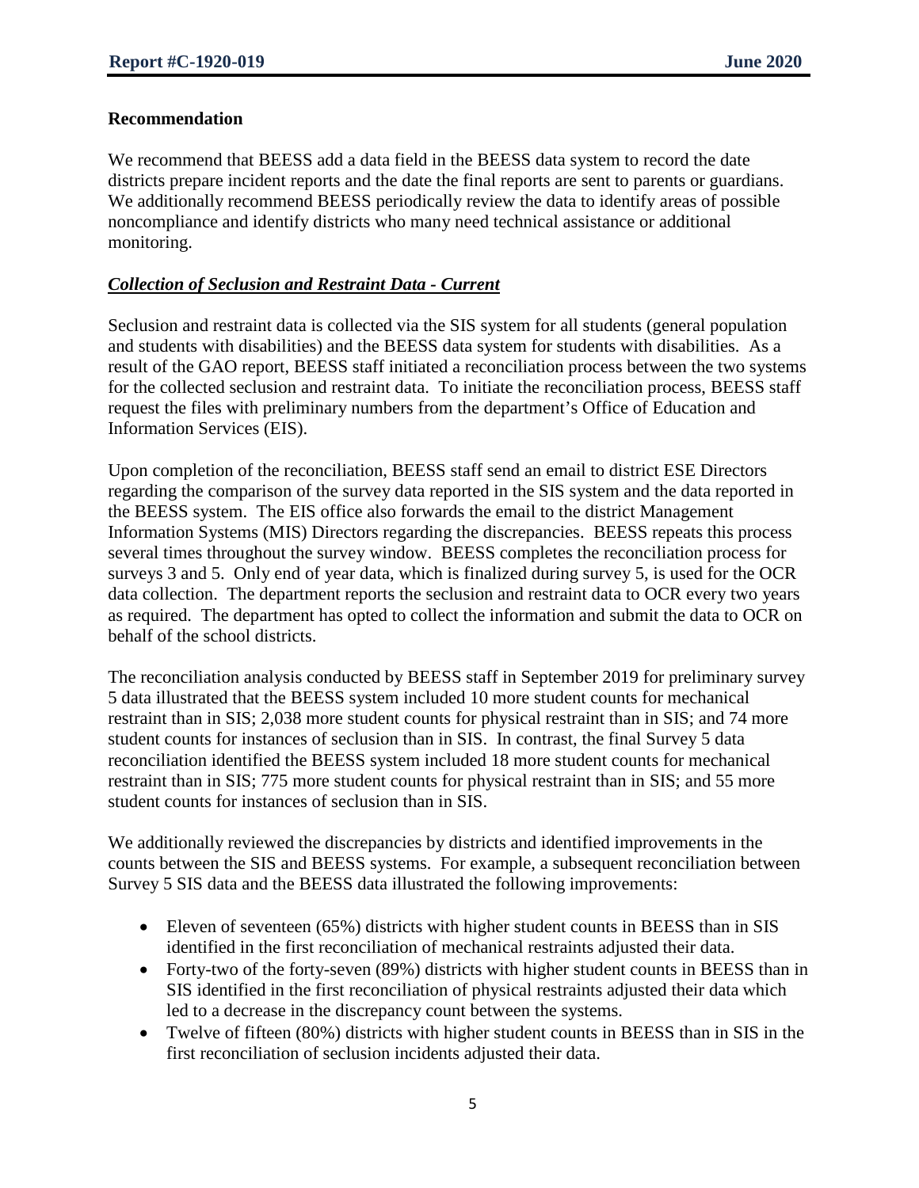**Recommendation**

We recommend that BEESS add a data field in the BEESS data system to record the date districts prepare incident reports and the date the final reports are sent to parents or guardians. We additionally recommend BEESS periodically review the data to identify areas of possible noncompliance and identify districts who many need technical assistance or additional monitoring.

***Collection of Seclusion and Restraint Data - Current***

Seclusion and restraint data is collected via the SIS system for all students (general population and students with disabilities) and the BEESS data system for students with disabilities. As a result of the GAO report, BEESS staff initiated a reconciliation process between the two systems for the collected seclusion and restraint data. To initiate the reconciliation process, BEESS staff request the files with preliminary numbers from the department's Office of Education and Information Services (EIS).

Upon completion of the reconciliation, BEESS staff send an email to district ESE Directors regarding the comparison of the survey data reported in the SIS system and the data reported in the BEESS system. The EIS office also forwards the email to the district Management Information Systems (MIS) Directors regarding the discrepancies. BEESS repeats this process several times throughout the survey window. BEESS completes the reconciliation process for surveys 3 and 5. Only end of year data, which is finalized during survey 5, is used for the OCR data collection. The department reports the seclusion and restraint data to OCR every two years as required. The department has opted to collect the information and submit the data to OCR on behalf of the school districts.

The reconciliation analysis conducted by BEESS staff in September 2019 for preliminary survey 5 data illustrated that the BEESS system included 10 more student counts for mechanical restraint than in SIS; 2,038 more student counts for physical restraint than in SIS; and 74 more student counts for instances of seclusion than in SIS. In contrast, the final Survey 5 data reconciliation identified the BEESS system included 18 more student counts for mechanical restraint than in SIS; 775 more student counts for physical restraint than in SIS; and 55 more student counts for instances of seclusion than in SIS.

We additionally reviewed the discrepancies by districts and identified improvements in the counts between the SIS and BEESS systems. For example, a subsequent reconciliation between Survey 5 SIS data and the BEESS data illustrated the following improvements:

- Eleven of seventeen (65%) districts with higher student counts in BEESS than in SIS identified in the first reconciliation of mechanical restraints adjusted their data.
- Forty-two of the forty-seven (89%) districts with higher student counts in BEESS than in SIS identified in the first reconciliation of physical restraints adjusted their data which led to a decrease in the discrepancy count between the systems.
- Twelve of fifteen (80%) districts with higher student counts in BEESS than in SIS in the first reconciliation of seclusion incidents adjusted their data.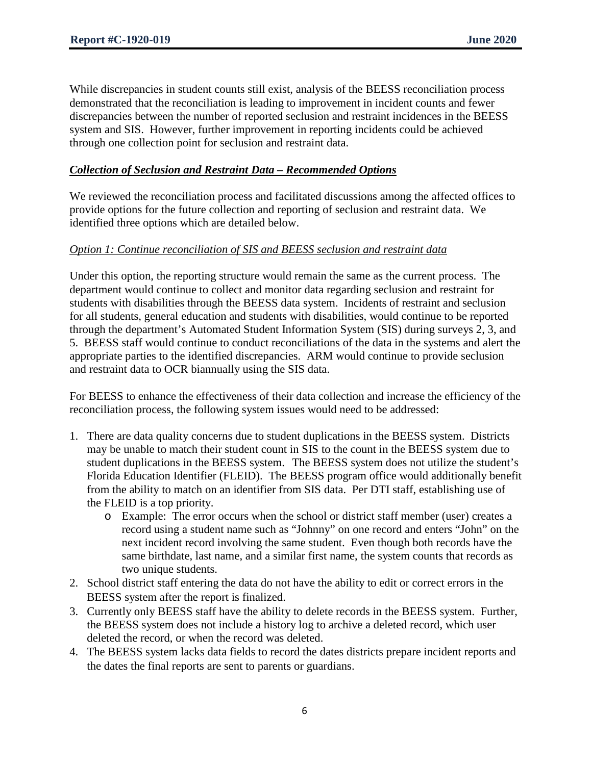While discrepancies in student counts still exist, analysis of the BEESS reconciliation process demonstrated that the reconciliation is leading to improvement in incident counts and fewer discrepancies between the number of reported seclusion and restraint incidences in the BEESS system and SIS. However, further improvement in reporting incidents could be achieved through one collection point for seclusion and restraint data.

***Collection of Seclusion and Restraint Data – Recommended Options***

We reviewed the reconciliation process and facilitated discussions among the affected offices to provide options for the future collection and reporting of seclusion and restraint data. We identified three options which are detailed below.

*Option 1: Continue reconciliation of SIS and BEESS seclusion and restraint data*

Under this option, the reporting structure would remain the same as the current process. The department would continue to collect and monitor data regarding seclusion and restraint for students with disabilities through the BEESS data system. Incidents of restraint and seclusion for all students, general education and students with disabilities, would continue to be reported through the department's Automated Student Information System (SIS) during surveys 2, 3, and 5. BEESS staff would continue to conduct reconciliations of the data in the systems and alert the appropriate parties to the identified discrepancies. ARM would continue to provide seclusion and restraint data to OCR biannually using the SIS data.

For BEESS to enhance the effectiveness of their data collection and increase the efficiency of the reconciliation process, the following system issues would need to be addressed:

1. There are data quality concerns due to student duplications in the BEESS system. Districts may be unable to match their student count in SIS to the count in the BEESS system due to student duplications in the BEESS system. The BEESS system does not utilize the student's Florida Education Identifier (FLEID). The BEESS program office would additionally benefit from the ability to match on an identifier from SIS data. Per DTI staff, establishing use of the FLEID is a top priority.
    - Example: The error occurs when the school or district staff member (user) creates a record using a student name such as "Johnny" on one record and enters "John" on the next incident record involving the same student. Even though both records have the same birthdate, last name, and a similar first name, the system counts that records as two unique students.
2. School district staff entering the data do not have the ability to edit or correct errors in the BEESS system after the report is finalized.
3. Currently only BEESS staff have the ability to delete records in the BEESS system. Further, the BEESS system does not include a history log to archive a deleted record, which user deleted the record, or when the record was deleted.
4. The BEESS system lacks data fields to record the dates districts prepare incident reports and the dates the final reports are sent to parents or guardians.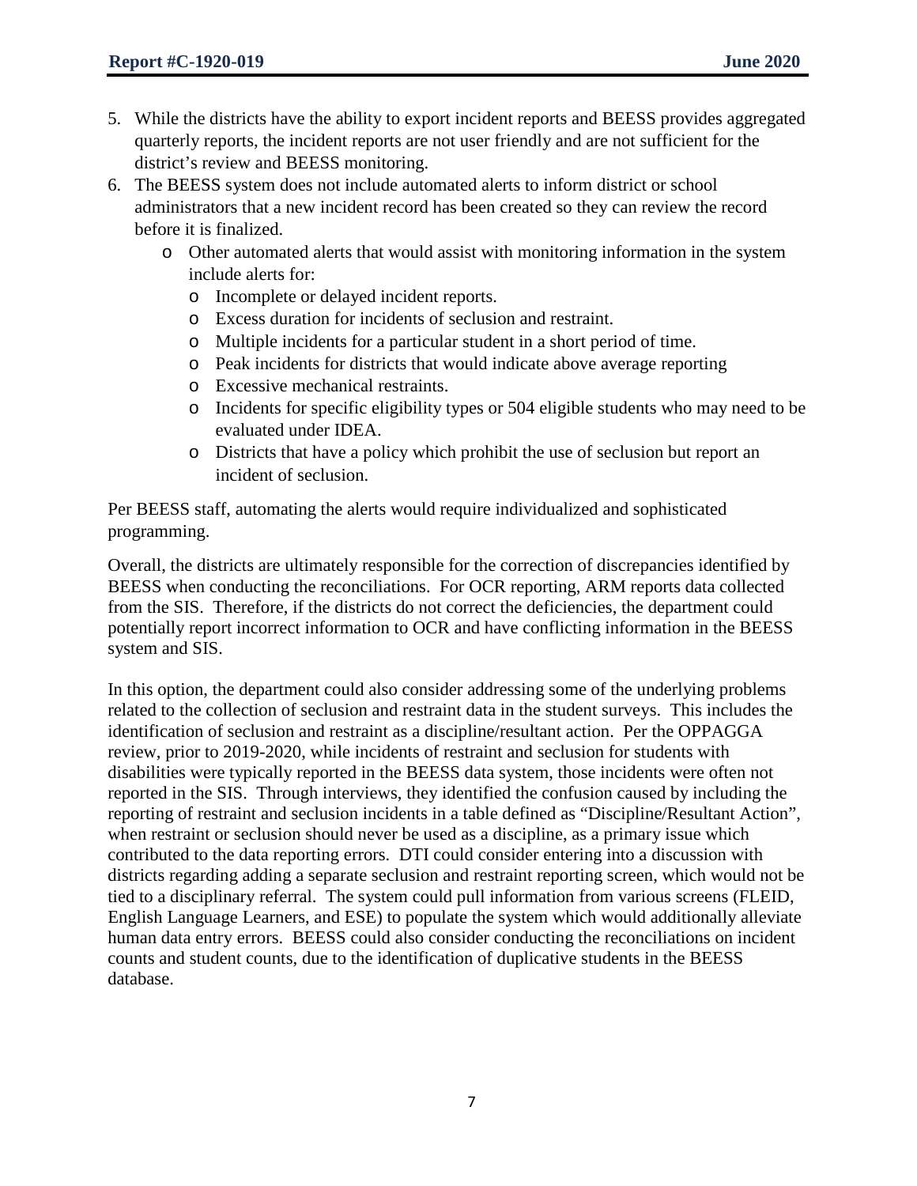5. While the districts have the ability to export incident reports and BEESS provides aggregated quarterly reports, the incident reports are not user friendly and are not sufficient for the district's review and BEESS monitoring.
6. The BEESS system does not include automated alerts to inform district or school administrators that a new incident record has been created so they can review the record before it is finalized.
   - Other automated alerts that would assist with monitoring information in the system include alerts for:
     - Incomplete or delayed incident reports.
     - Excess duration for incidents of seclusion and restraint.
     - Multiple incidents for a particular student in a short period of time.
     - Peak incidents for districts that would indicate above average reporting
     - Excessive mechanical restraints.
     - Incidents for specific eligibility types or 504 eligible students who may need to be evaluated under IDEA.
     - Districts that have a policy which prohibit the use of seclusion but report an incident of seclusion.

Per BEESS staff, automating the alerts would require individualized and sophisticated programming.

Overall, the districts are ultimately responsible for the correction of discrepancies identified by BEESS when conducting the reconciliations. For OCR reporting, ARM reports data collected from the SIS. Therefore, if the districts do not correct the deficiencies, the department could potentially report incorrect information to OCR and have conflicting information in the BEESS system and SIS.

In this option, the department could also consider addressing some of the underlying problems related to the collection of seclusion and restraint data in the student surveys. This includes the identification of seclusion and restraint as a discipline/resultant action. Per the OPPAGGA review, prior to 2019-2020, while incidents of restraint and seclusion for students with disabilities were typically reported in the BEESS data system, those incidents were often not reported in the SIS. Through interviews, they identified the confusion caused by including the reporting of restraint and seclusion incidents in a table defined as "Discipline/Resultant Action", when restraint or seclusion should never be used as a discipline, as a primary issue which contributed to the data reporting errors. DTI could consider entering into a discussion with districts regarding adding a separate seclusion and restraint reporting screen, which would not be tied to a disciplinary referral. The system could pull information from various screens (FLEID, English Language Learners, and ESE) to populate the system which would additionally alleviate human data entry errors. BEESS could also consider conducting the reconciliations on incident counts and student counts, due to the identification of duplicative students in the BEESS database.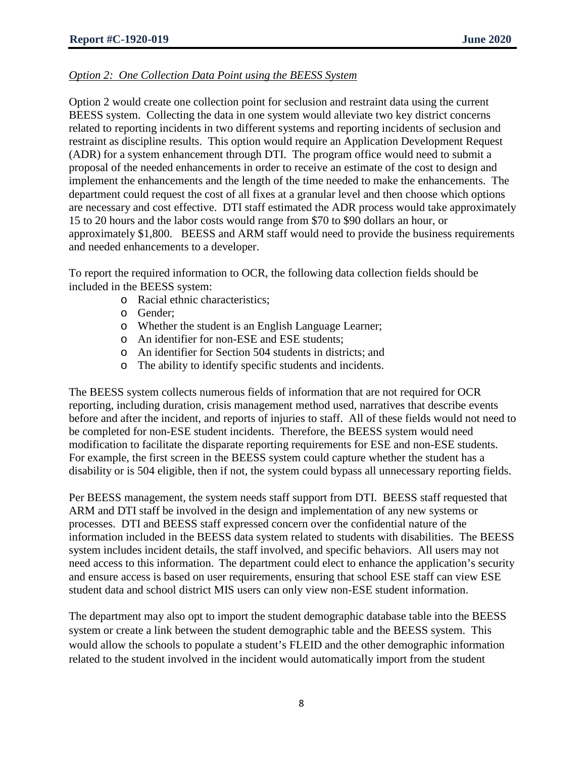*Option 2: One Collection Data Point using the BEESS System*

Option 2 would create one collection point for seclusion and restraint data using the current BEESS system. Collecting the data in one system would alleviate two key district concerns related to reporting incidents in two different systems and reporting incidents of seclusion and restraint as discipline results. This option would require an Application Development Request (ADR) for a system enhancement through DTI. The program office would need to submit a proposal of the needed enhancements in order to receive an estimate of the cost to design and implement the enhancements and the length of the time needed to make the enhancements. The department could request the cost of all fixes at a granular level and then choose which options are necessary and cost effective. DTI staff estimated the ADR process would take approximately 15 to 20 hours and the labor costs would range from $70 to $90 dollars an hour, or approximately $1,800. BEESS and ARM staff would need to provide the business requirements and needed enhancements to a developer.

To report the required information to OCR, the following data collection fields should be included in the BEESS system:

- Racial ethnic characteristics;
- Gender;
- Whether the student is an English Language Learner;
- An identifier for non-ESE and ESE students;
- An identifier for Section 504 students in districts; and
- The ability to identify specific students and incidents.

The BEESS system collects numerous fields of information that are not required for OCR reporting, including duration, crisis management method used, narratives that describe events before and after the incident, and reports of injuries to staff. All of these fields would not need to be completed for non-ESE student incidents. Therefore, the BEESS system would need modification to facilitate the disparate reporting requirements for ESE and non-ESE students. For example, the first screen in the BEESS system could capture whether the student has a disability or is 504 eligible, then if not, the system could bypass all unnecessary reporting fields.

Per BEESS management, the system needs staff support from DTI. BEESS staff requested that ARM and DTI staff be involved in the design and implementation of any new systems or processes. DTI and BEESS staff expressed concern over the confidential nature of the information included in the BEESS data system related to students with disabilities. The BEESS system includes incident details, the staff involved, and specific behaviors. All users may not need access to this information. The department could elect to enhance the application's security and ensure access is based on user requirements, ensuring that school ESE staff can view ESE student data and school district MIS users can only view non-ESE student information.

The department may also opt to import the student demographic database table into the BEESS system or create a link between the student demographic table and the BEESS system. This would allow the schools to populate a student's FLEID and the other demographic information related to the student involved in the incident would automatically import from the student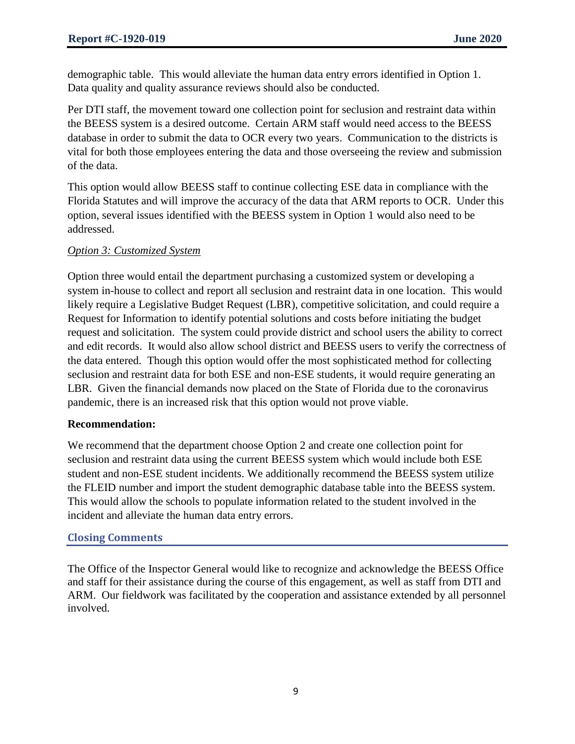demographic table. This would alleviate the human data entry errors identified in Option 1. Data quality and quality assurance reviews should also be conducted.

Per DTI staff, the movement toward one collection point for seclusion and restraint data within the BEESS system is a desired outcome. Certain ARM staff would need access to the BEESS database in order to submit the data to OCR every two years. Communication to the districts is vital for both those employees entering the data and those overseeing the review and submission of the data.

This option would allow BEESS staff to continue collecting ESE data in compliance with the Florida Statutes and will improve the accuracy of the data that ARM reports to OCR. Under this option, several issues identified with the BEESS system in Option 1 would also need to be addressed.

*Option 3: Customized System*

Option three would entail the department purchasing a customized system or developing a system in-house to collect and report all seclusion and restraint data in one location. This would likely require a Legislative Budget Request (LBR), competitive solicitation, and could require a Request for Information to identify potential solutions and costs before initiating the budget request and solicitation. The system could provide district and school users the ability to correct and edit records. It would also allow school district and BEESS users to verify the correctness of the data entered. Though this option would offer the most sophisticated method for collecting seclusion and restraint data for both ESE and non-ESE students, it would require generating an LBR. Given the financial demands now placed on the State of Florida due to the coronavirus pandemic, there is an increased risk that this option would not prove viable.

**Recommendation:**

We recommend that the department choose Option 2 and create one collection point for seclusion and restraint data using the current BEESS system which would include both ESE student and non-ESE student incidents. We additionally recommend the BEESS system utilize the FLEID number and import the student demographic database table into the BEESS system. This would allow the schools to populate information related to the student involved in the incident and alleviate the human data entry errors.

## Closing Comments

The Office of the Inspector General would like to recognize and acknowledge the BEESS Office and staff for their assistance during the course of this engagement, as well as staff from DTI and ARM. Our fieldwork was facilitated by the cooperation and assistance extended by all personnel involved.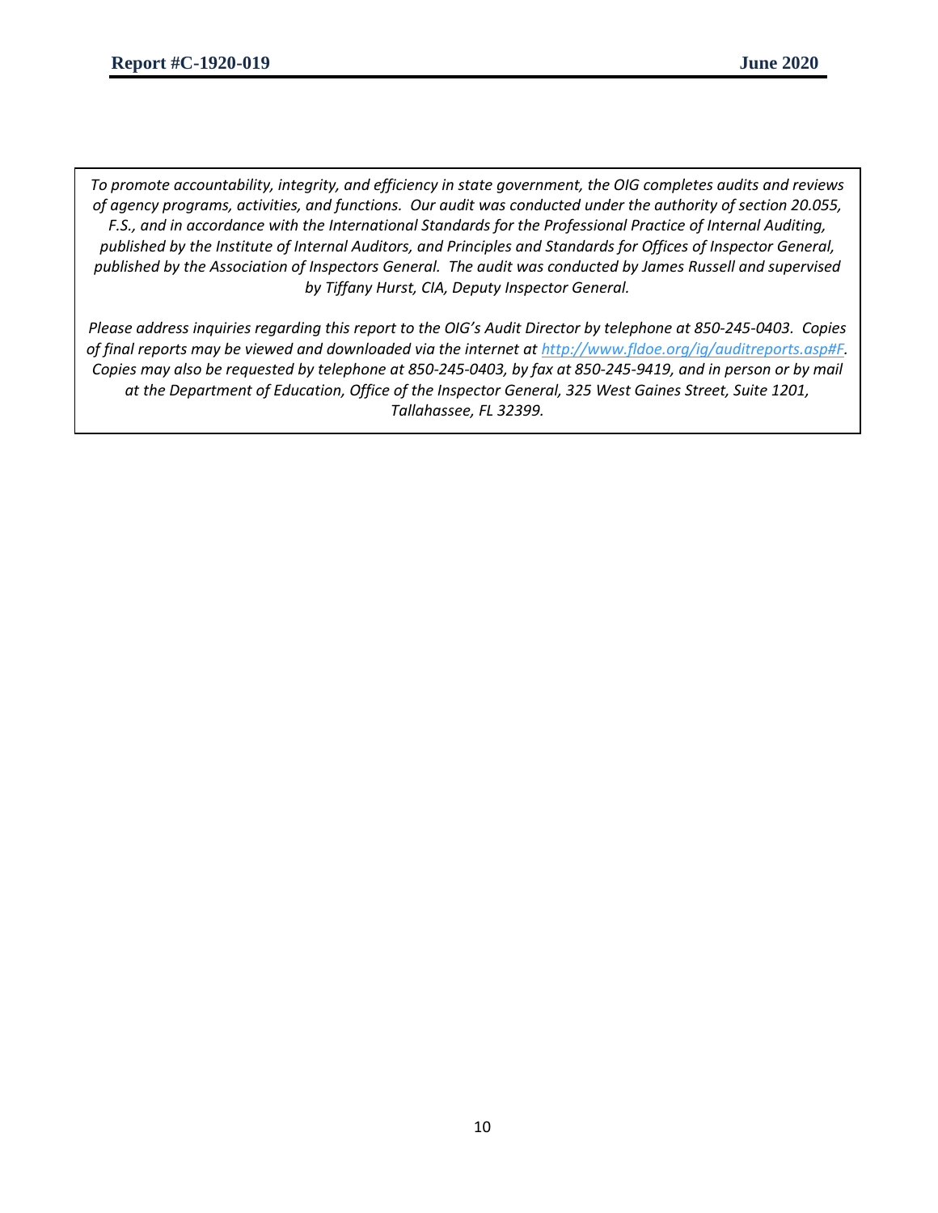*To promote accountability, integrity, and efficiency in state government, the OIG completes audits and reviews of agency programs, activities, and functions. Our audit was conducted under the authority of section 20.055, F.S., and in accordance with the International Standards for the Professional Practice of Internal Auditing, published by the Institute of Internal Auditors, and Principles and Standards for Offices of Inspector General, published by the Association of Inspectors General. The audit was conducted by James Russell and supervised by Tiffany Hurst, CIA, Deputy Inspector General.*

*Please address inquiries regarding this report to the OIG's Audit Director by telephone at 850-245-0403. Copies of final reports may be viewed and downloaded via the internet at [http://www.fldoe.org/ig/auditreports.asp#F](http://www.fldoe.org/ig/auditreports.asp#F). Copies may also be requested by telephone at 850-245-0403, by fax at 850-245-9419, and in person or by mail at the Department of Education, Office of the Inspector General, 325 West Gaines Street, Suite 1201, Tallahassee, FL 32399.*